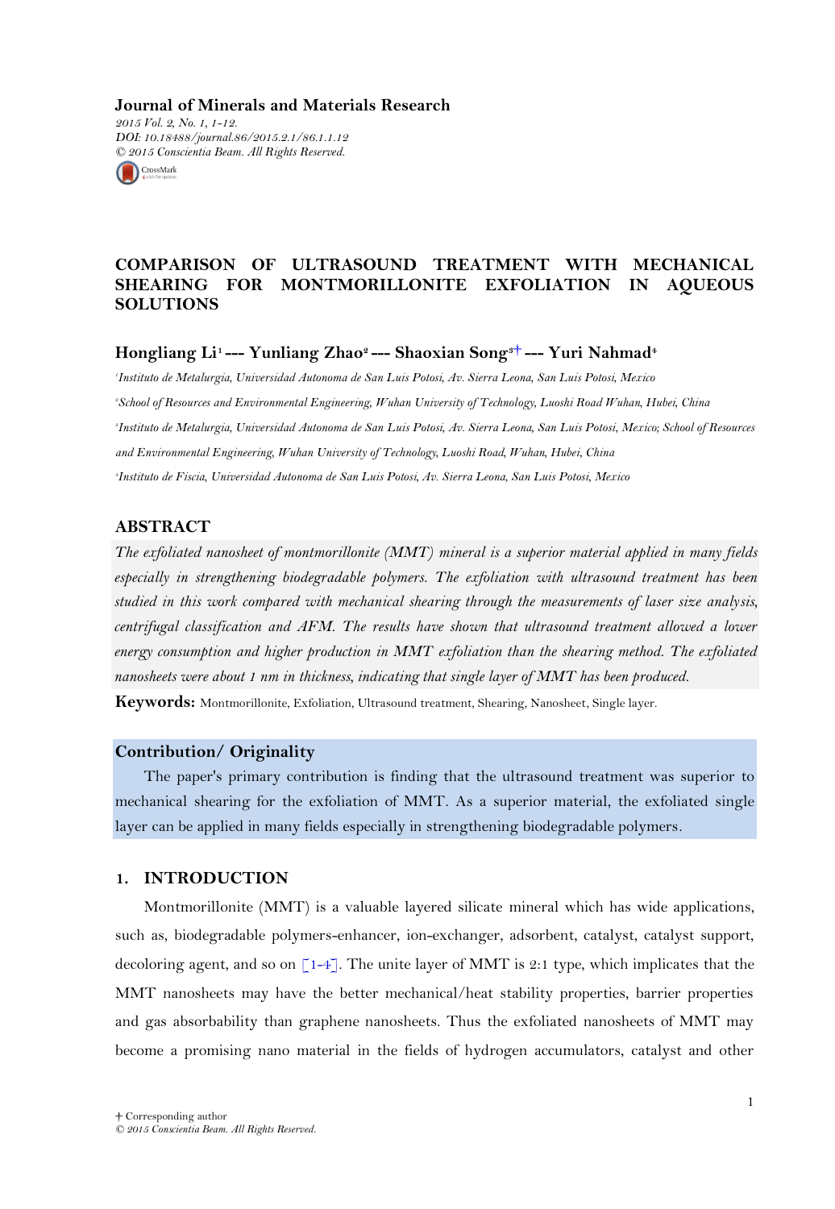Journal of Minerals and Materials Research
2015 Vol. 2, No. 1, 1-12.
DOI: 10.18488/journal.86/2015.2.1/86.1.1.12
© 2015 Conscientia Beam. All Rights Reserved.

# COMPARISON OF ULTRASOUND TREATMENT WITH MECHANICAL SHEARING FOR MONTMORILLONITE EXFOLIATION IN AQUEOUS SOLUTIONS

**Hongliang Li[1] --- Yunliang Zhao[2] --- Shaoxian Song[3]† --- Yuri Nahmad[4]**

[1]Instituto de Metalurgia, Universidad Autonoma de San Luis Potosi, Av. Sierra Leona, San Luis Potosi, Mexico

[2]School of Resources and Environmental Engineering, Wuhan University of Technology, Luoshi Road Wuhan, Hubei, China

[3]Instituto de Metalurgia, Universidad Autonoma de San Luis Potosi, Av. Sierra Leona, San Luis Potosi, Mexico; School of Resources and Environmental Engineering, Wuhan University of Technology, Luoshi Road, Wuhan, Hubei, China

[4]Instituto de Fiscia, Universidad Autonoma de San Luis Potosi, Av. Sierra Leona, San Luis Potosi, Mexico

## ABSTRACT

*The exfoliated nanosheet of montmorillonite (MMT) mineral is a superior material applied in many fields especially in strengthening biodegradable polymers. The exfoliation with ultrasound treatment has been studied in this work compared with mechanical shearing through the measurements of laser size analysis, centrifugal classification and AFM. The results have shown that ultrasound treatment allowed a lower energy consumption and higher production in MMT exfoliation than the shearing method. The exfoliated nanosheets were about 1 nm in thickness, indicating that single layer of MMT has been produced.*

**Keywords:** Montmorillonite, Exfoliation, Ultrasound treatment, Shearing, Nanosheet, Single layer.

## Contribution/ Originality

The paper's primary contribution is finding that the ultrasound treatment was superior to mechanical shearing for the exfoliation of MMT. As a superior material, the exfoliated single layer can be applied in many fields especially in strengthening biodegradable polymers.

## 1. INTRODUCTION

Montmorillonite (MMT) is a valuable layered silicate mineral which has wide applications, such as, biodegradable polymers-enhancer, ion-exchanger, adsorbent, catalyst, catalyst support, decoloring agent, and so on [1-4]. The unite layer of MMT is 2:1 type, which implicates that the MMT nanosheets may have the better mechanical/heat stability properties, barrier properties and gas absorbability than graphene nanosheets. Thus the exfoliated nanosheets of MMT may become a promising nano material in the fields of hydrogen accumulators, catalyst and other

† Corresponding author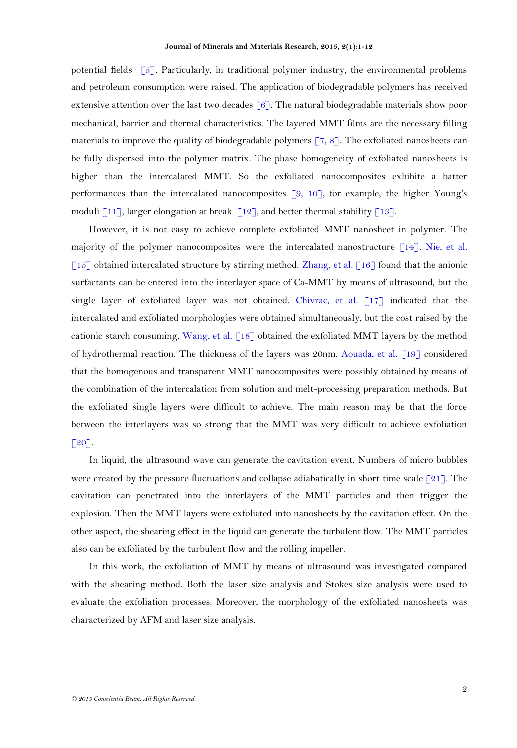potential fields [5]. Particularly, in traditional polymer industry, the environmental problems and petroleum consumption were raised. The application of biodegradable polymers has received extensive attention over the last two decades [6]. The natural biodegradable materials show poor mechanical, barrier and thermal characteristics. The layered MMT films are the necessary filling materials to improve the quality of biodegradable polymers [7, 8]. The exfoliated nanosheets can be fully dispersed into the polymer matrix. The phase homogeneity of exfoliated nanosheets is higher than the intercalated MMT. So the exfoliated nanocomposites exhibit a batter performances than the intercalated nanocomposites [9, 10], for example, the higher Young's moduli [11], larger elongation at break [12], and better thermal stability [13].

However, it is not easy to achieve complete exfoliated MMT nanosheet in polymer. The majority of the polymer nanocomposites were the intercalated nanostructure [14]. Nie, et al. [15] obtained intercalated structure by stirring method. Zhang, et al. [16] found that the anionic surfactants can be entered into the interlayer space of Ca-MMT by means of ultrasound, but the single layer of exfoliated layer was not obtained. Chivrac, et al. [17] indicated that the intercalated and exfoliated morphologies were obtained simultaneously, but the cost raised by the cationic starch consuming. Wang, et al. [18] obtained the exfoliated MMT layers by the method of hydrothermal reaction. The thickness of the layers was 20nm. Aouada, et al. [19] considered that the homogenous and transparent MMT nanocomposites were possibly obtained by means of the combination of the intercalation from solution and melt-processing preparation methods. But the exfoliated single layers were difficult to achieve. The main reason may be that the force between the interlayers was so strong that the MMT was very difficult to achieve exfoliation [20].

In liquid, the ultrasound wave can generate the cavitation event. Numbers of micro bubbles were created by the pressure fluctuations and collapse adiabatically in short time scale [21]. The cavitation can penetrated into the interlayers of the MMT particles and then trigger the explosion. Then the MMT layers were exfoliated into nanosheets by the cavitation effect. On the other aspect, the shearing effect in the liquid can generate the turbulent flow. The MMT particles also can be exfoliated by the turbulent flow and the rolling impeller.

In this work, the exfoliation of MMT by means of ultrasound was investigated compared with the shearing method. Both the laser size analysis and Stokes size analysis were used to evaluate the exfoliation processes. Moreover, the morphology of the exfoliated nanosheets was characterized by AFM and laser size analysis.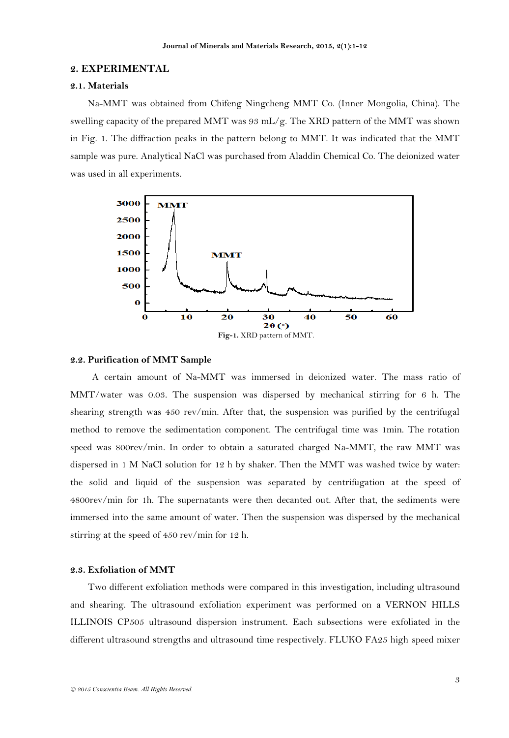## 2. EXPERIMENTAL

### 2.1. Materials

Na-MMT was obtained from Chifeng Ningcheng MMT Co. (Inner Mongolia, China). The swelling capacity of the prepared MMT was 93 mL/g. The XRD pattern of the MMT was shown in Fig. 1. The diffraction peaks in the pattern belong to MMT. It was indicated that the MMT sample was pure. Analytical NaCl was purchased from Aladdin Chemical Co. The deionized water was used in all experiments.

**Fig-1.** XRD pattern of MMT.

### 2.2. Purification of MMT Sample

A certain amount of Na-MMT was immersed in deionized water. The mass ratio of MMT/water was 0.03. The suspension was dispersed by mechanical stirring for 6 h. The shearing strength was 450 rev/min. After that, the suspension was purified by the centrifugal method to remove the sedimentation component. The centrifugal time was 1min. The rotation speed was 800rev/min. In order to obtain a saturated charged Na-MMT, the raw MMT was dispersed in 1 M NaCl solution for 12 h by shaker. Then the MMT was washed twice by water: the solid and liquid of the suspension was separated by centrifugation at the speed of 4800rev/min for 1h. The supernatants were then decanted out. After that, the sediments were immersed into the same amount of water. Then the suspension was dispersed by the mechanical stirring at the speed of 450 rev/min for 12 h.

### 2.3. Exfoliation of MMT

Two different exfoliation methods were compared in this investigation, including ultrasound and shearing. The ultrasound exfoliation experiment was performed on a VERNON HILLS ILLINOIS CP505 ultrasound dispersion instrument. Each subsections were exfoliated in the different ultrasound strengths and ultrasound time respectively. FLUKO FA25 high speed mixer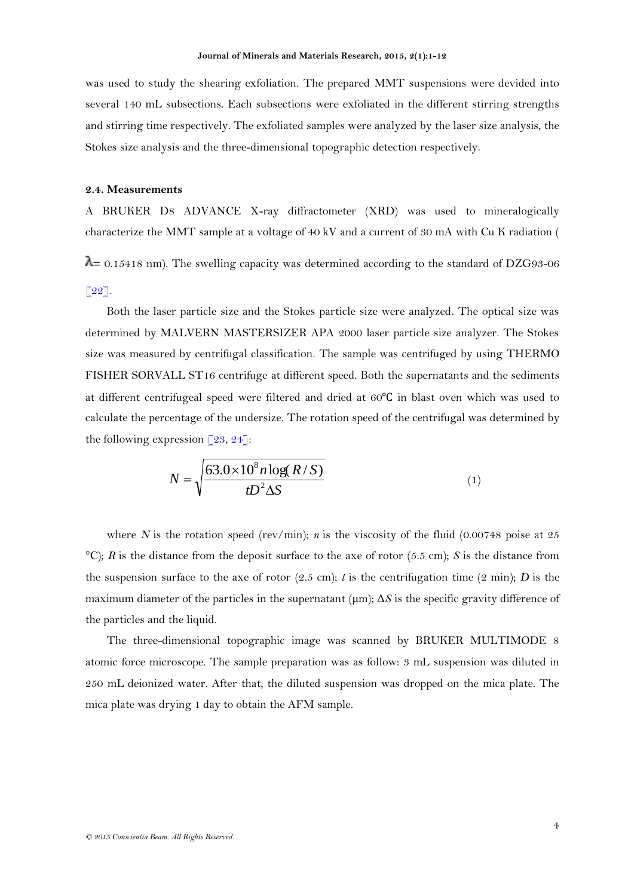was used to study the shearing exfoliation. The prepared MMT suspensions were devided into several 140 mL subsections. Each subsections were exfoliated in the different stirring strengths and stirring time respectively. The exfoliated samples were analyzed by the laser size analysis, the Stokes size analysis and the three-dimensional topographic detection respectively.

### 2.4. Measurements

A BRUKER D8 ADVANCE X-ray diffractometer (XRD) was used to mineralogically characterize the MMT sample at a voltage of 40 kV and a current of 30 mA with Cu K radiation ( $\lambda$= 0.15418 nm). The swelling capacity was determined according to the standard of DZG93-06 [22].

Both the laser particle size and the Stokes particle size were analyzed. The optical size was determined by MALVERN MASTERSIZER APA 2000 laser particle size analyzer. The Stokes size was measured by centrifugal classification. The sample was centrifuged by using THERMO FISHER SORVALL ST16 centrifuge at different speed. Both the supernatants and the sediments at different centrifugeal speed were filtered and dried at 60℃ in blast oven which was used to calculate the percentage of the undersize. The rotation speed of the centrifugal was determined by the following expression [23, 24]:

$$N = \sqrt{\frac{63.0 \times 10^{8} n \log(R/S)}{tD^{2} \Delta S}} \tag{1}$$

where $N$ is the rotation speed (rev/min); $n$ is the viscosity of the fluid (0.00748 poise at 25 °C); $R$ is the distance from the deposit surface to the axe of rotor (5.5 cm); $S$ is the distance from the suspension surface to the axe of rotor (2.5 cm); $t$ is the centrifugation time (2 min); $D$ is the maximum diameter of the particles in the supernatant (μm); $\Delta S$ is the specific gravity difference of the particles and the liquid.

The three-dimensional topographic image was scanned by BRUKER MULTIMODE 8 atomic force microscope. The sample preparation was as follow: 3 mL suspension was diluted in 250 mL deionized water. After that, the diluted suspension was dropped on the mica plate. The mica plate was drying 1 day to obtain the AFM sample.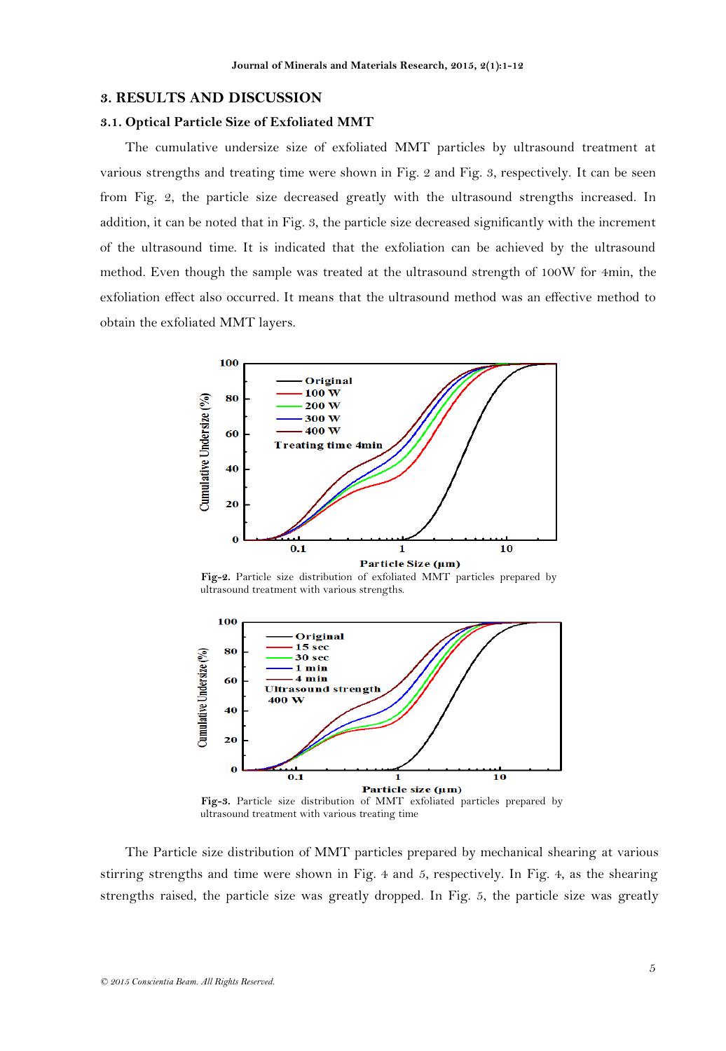# 3. RESULTS AND DISCUSSION

## 3.1. Optical Particle Size of Exfoliated MMT

The cumulative undersize size of exfoliated MMT particles by ultrasound treatment at various strengths and treating time were shown in Fig. 2 and Fig. 3, respectively. It can be seen from Fig. 2, the particle size decreased greatly with the ultrasound strengths increased. In addition, it can be noted that in Fig. 3, the particle size decreased significantly with the increment of the ultrasound time. It is indicated that the exfoliation can be achieved by the ultrasound method. Even though the sample was treated at the ultrasound strength of 100W for 4min, the exfoliation effect also occurred. It means that the ultrasound method was an effective method to obtain the exfoliated MMT layers.

**Fig-2.** Particle size distribution of exfoliated MMT particles prepared by ultrasound treatment with various strengths.

**Fig-3.** Particle size distribution of MMT exfoliated particles prepared by ultrasound treatment with various treating time

The Particle size distribution of MMT particles prepared by mechanical shearing at various stirring strengths and time were shown in Fig. 4 and 5, respectively. In Fig. 4, as the shearing strengths raised, the particle size was greatly dropped. In Fig. 5, the particle size was greatly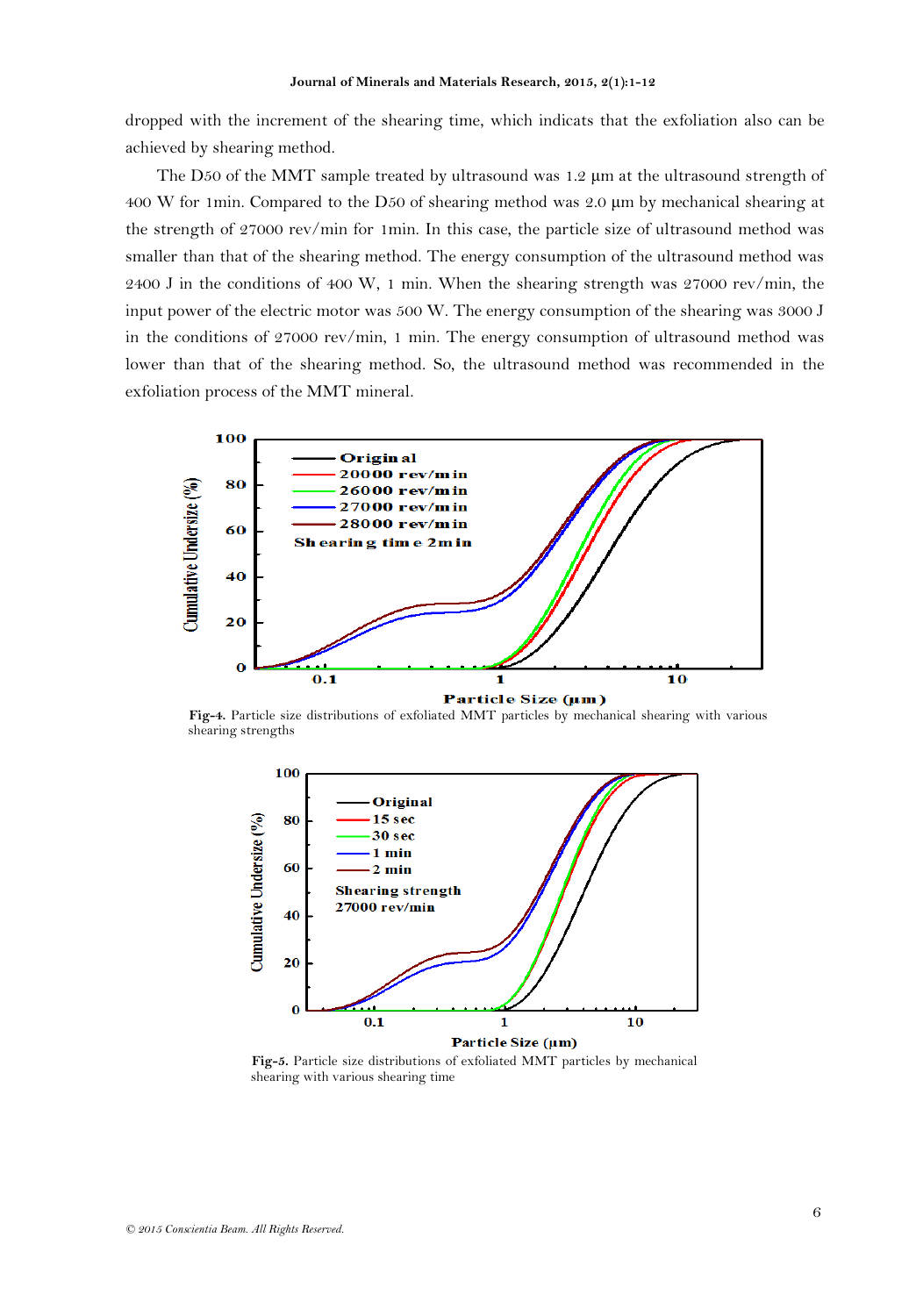dropped with the increment of the shearing time, which indicats that the exfoliation also can be achieved by shearing method.

The D50 of the MMT sample treated by ultrasound was 1.2 μm at the ultrasound strength of 400 W for 1min. Compared to the D50 of shearing method was 2.0 μm by mechanical shearing at the strength of 27000 rev/min for 1min. In this case, the particle size of ultrasound method was smaller than that of the shearing method. The energy consumption of the ultrasound method was 2400 J in the conditions of 400 W, 1 min. When the shearing strength was 27000 rev/min, the input power of the electric motor was 500 W. The energy consumption of the shearing was 3000 J in the conditions of 27000 rev/min, 1 min. The energy consumption of ultrasound method was lower than that of the shearing method. So, the ultrasound method was recommended in the exfoliation process of the MMT mineral.

**Fig-4.** Particle size distributions of exfoliated MMT particles by mechanical shearing with various shearing strengths

**Fig-5.** Particle size distributions of exfoliated MMT particles by mechanical shearing with various shearing time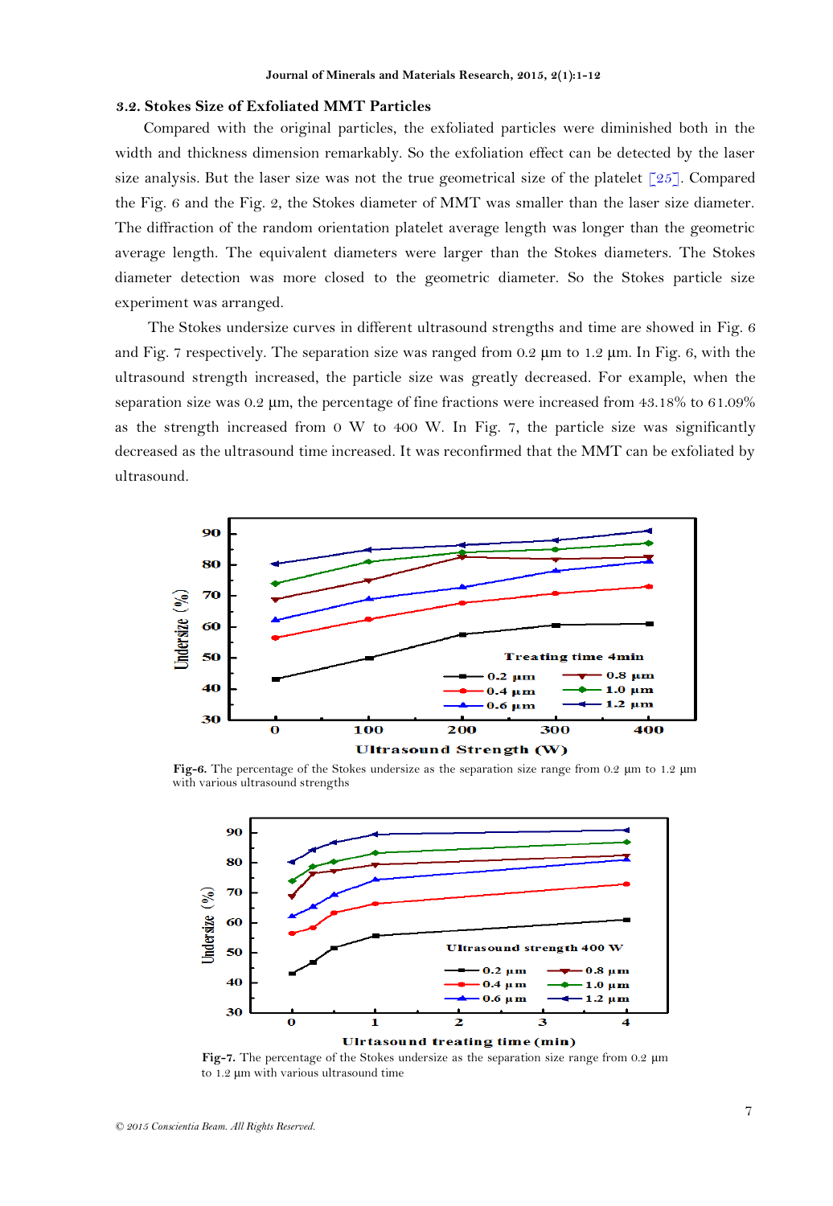### 3.2. Stokes Size of Exfoliated MMT Particles

Compared with the original particles, the exfoliated particles were diminished both in the width and thickness dimension remarkably. So the exfoliation effect can be detected by the laser size analysis. But the laser size was not the true geometrical size of the platelet [25]. Compared the Fig. 6 and the Fig. 2, the Stokes diameter of MMT was smaller than the laser size diameter. The diffraction of the random orientation platelet average length was longer than the geometric average length. The equivalent diameters were larger than the Stokes diameters. The Stokes diameter detection was more closed to the geometric diameter. So the Stokes particle size experiment was arranged.

The Stokes undersize curves in different ultrasound strengths and time are showed in Fig. 6 and Fig. 7 respectively. The separation size was ranged from 0.2 μm to 1.2 μm. In Fig. 6, with the ultrasound strength increased, the particle size was greatly decreased. For example, when the separation size was 0.2 μm, the percentage of fine fractions were increased from 43.18% to 61.09% as the strength increased from 0 W to 400 W. In Fig. 7, the particle size was significantly decreased as the ultrasound time increased. It was reconfirmed that the MMT can be exfoliated by ultrasound.

**Fig-6.** The percentage of the Stokes undersize as the separation size range from 0.2 μm to 1.2 μm with various ultrasound strengths

**Fig-7.** The percentage of the Stokes undersize as the separation size range from 0.2 μm to 1.2 μm with various ultrasound time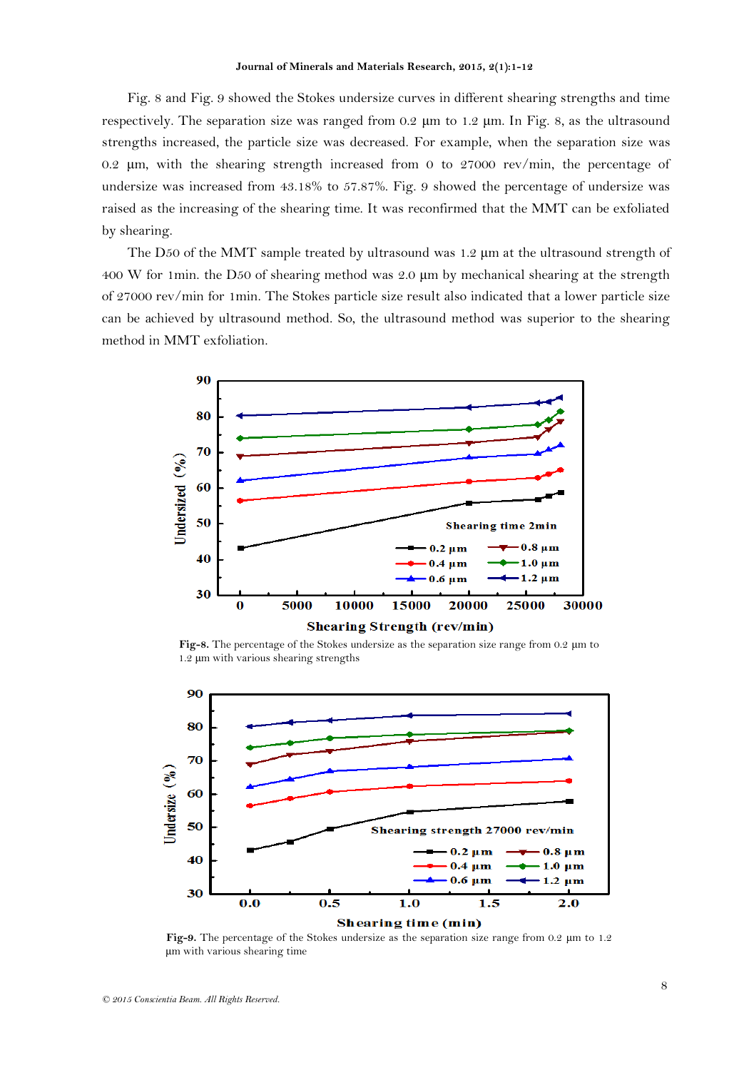Fig. 8 and Fig. 9 showed the Stokes undersize curves in different shearing strengths and time respectively. The separation size was ranged from 0.2 μm to 1.2 μm. In Fig. 8, as the ultrasound strengths increased, the particle size was decreased. For example, when the separation size was 0.2 μm, with the shearing strength increased from 0 to 27000 rev/min, the percentage of undersize was increased from 43.18% to 57.87%. Fig. 9 showed the percentage of undersize was raised as the increasing of the shearing time. It was reconfirmed that the MMT can be exfoliated by shearing.

The D50 of the MMT sample treated by ultrasound was 1.2 μm at the ultrasound strength of 400 W for 1min. the D50 of shearing method was 2.0 μm by mechanical shearing at the strength of 27000 rev/min for 1min. The Stokes particle size result also indicated that a lower particle size can be achieved by ultrasound method. So, the ultrasound method was superior to the shearing method in MMT exfoliation.

**Fig-8.** The percentage of the Stokes undersize as the separation size range from 0.2 μm to 1.2 μm with various shearing strengths

**Fig-9.** The percentage of the Stokes undersize as the separation size range from 0.2 μm to 1.2 μm with various shearing time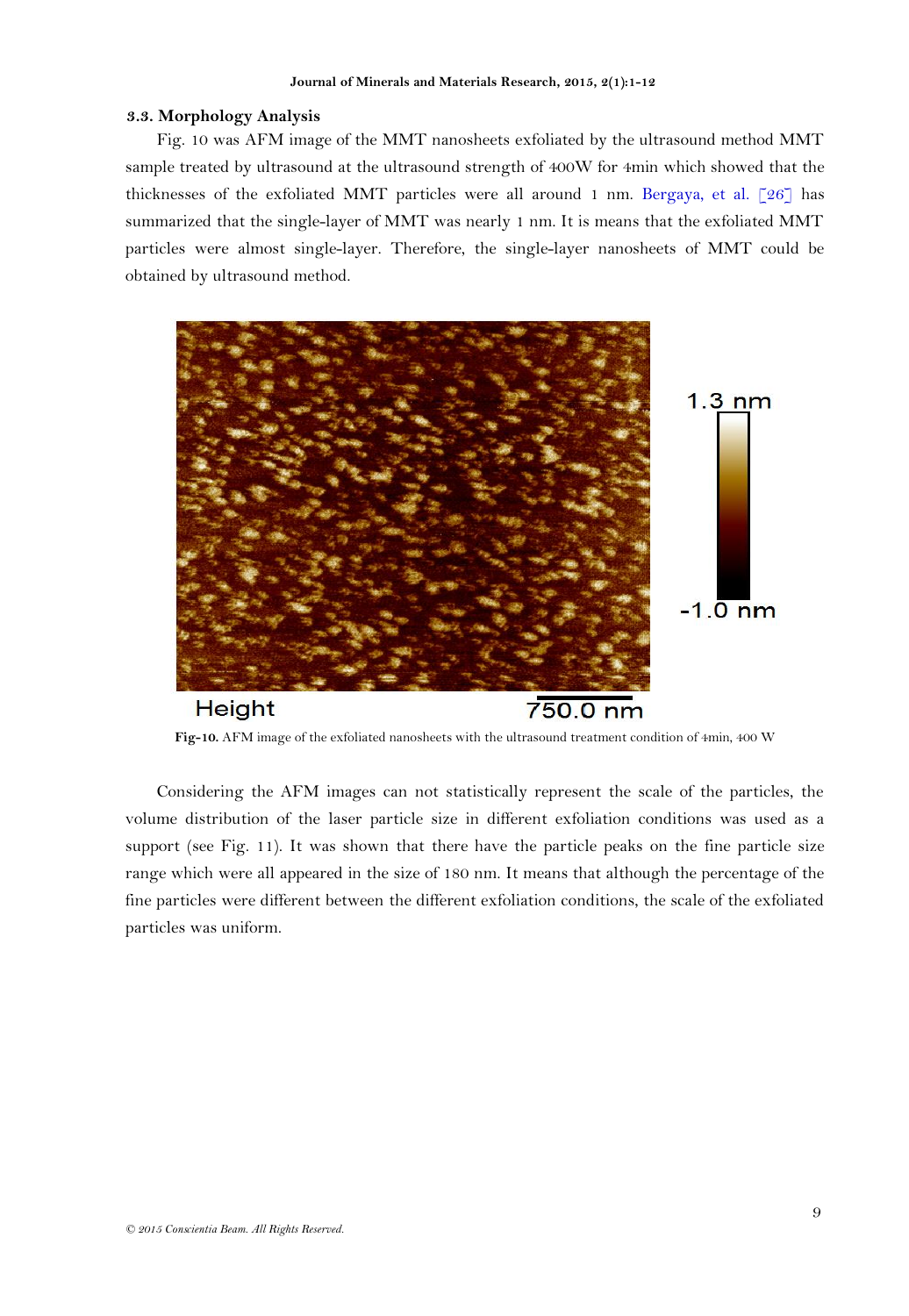### 3.3. Morphology Analysis

Fig. 10 was AFM image of the MMT nanosheets exfoliated by the ultrasound method MMT sample treated by ultrasound at the ultrasound strength of 400W for 4min which showed that the thicknesses of the exfoliated MMT particles were all around 1 nm. Bergaya, et al. [26] has summarized that the single-layer of MMT was nearly 1 nm. It is means that the exfoliated MMT particles were almost single-layer. Therefore, the single-layer nanosheets of MMT could be obtained by ultrasound method.

**Fig-10.** AFM image of the exfoliated nanosheets with the ultrasound treatment condition of 4min, 400 W

Considering the AFM images can not statistically represent the scale of the particles, the volume distribution of the laser particle size in different exfoliation conditions was used as a support (see Fig. 11). It was shown that there have the particle peaks on the fine particle size range which were all appeared in the size of 180 nm. It means that although the percentage of the fine particles were different between the different exfoliation conditions, the scale of the exfoliated particles was uniform.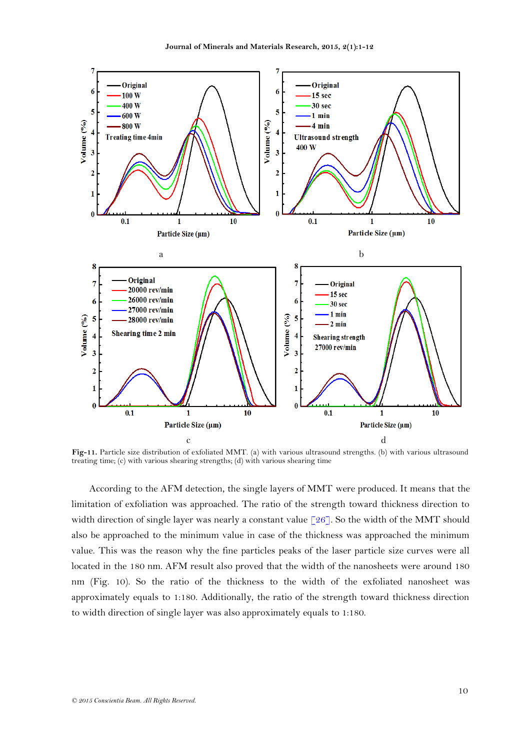Fig-11. Particle size distribution of exfoliated MMT. (a) with various ultrasound strengths. (b) with various ultrasound treating time; (c) with various shearing strengths; (d) with various shearing time

According to the AFM detection, the single layers of MMT were produced. It means that the limitation of exfoliation was approached. The ratio of the strength toward thickness direction to width direction of single layer was nearly a constant value [26]. So the width of the MMT should also be approached to the minimum value in case of the thickness was approached the minimum value. This was the reason why the fine particles peaks of the laser particle size curves were all located in the 180 nm. AFM result also proved that the width of the nanosheets were around 180 nm (Fig. 10). So the ratio of the thickness to the width of the exfoliated nanosheet was approximately equals to 1:180. Additionally, the ratio of the strength toward thickness direction to width direction of single layer was also approximately equals to 1:180.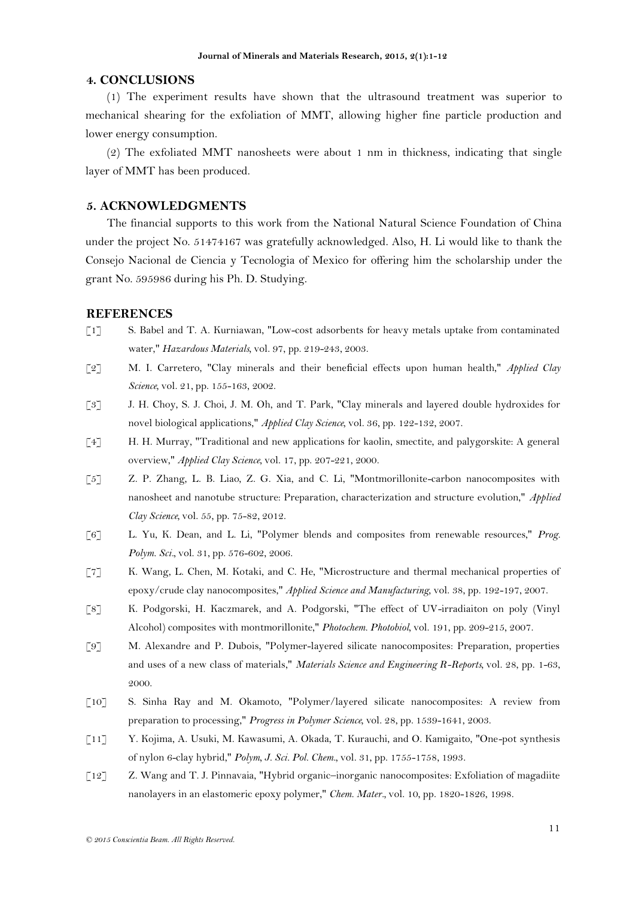## 4. CONCLUSIONS

(1) The experiment results have shown that the ultrasound treatment was superior to mechanical shearing for the exfoliation of MMT, allowing higher fine particle production and lower energy consumption.

(2) The exfoliated MMT nanosheets were about 1 nm in thickness, indicating that single layer of MMT has been produced.

## 5. ACKNOWLEDGMENTS

The financial supports to this work from the National Natural Science Foundation of China under the project No. 51474167 was gratefully acknowledged. Also, H. Li would like to thank the Consejo Nacional de Ciencia y Tecnologia of Mexico for offering him the scholarship under the grant No. 595986 during his Ph. D. Studying.

## REFERENCES

[1] S. Babel and T. A. Kurniawan, "Low-cost adsorbents for heavy metals uptake from contaminated water," *Hazardous Materials*, vol. 97, pp. 219-243, 2003.

[2] M. I. Carretero, "Clay minerals and their beneficial effects upon human health," *Applied Clay Science*, vol. 21, pp. 155-163, 2002.

[3] J. H. Choy, S. J. Choi, J. M. Oh, and T. Park, "Clay minerals and layered double hydroxides for novel biological applications," *Applied Clay Science*, vol. 36, pp. 122-132, 2007.

[4] H. H. Murray, "Traditional and new applications for kaolin, smectite, and palygorskite: A general overview," *Applied Clay Science*, vol. 17, pp. 207-221, 2000.

[5] Z. P. Zhang, L. B. Liao, Z. G. Xia, and C. Li, "Montmorillonite-carbon nanocomposites with nanosheet and nanotube structure: Preparation, characterization and structure evolution," *Applied Clay Science*, vol. 55, pp. 75-82, 2012.

[6] L. Yu, K. Dean, and L. Li, "Polymer blends and composites from renewable resources," *Prog. Polym. Sci.*, vol. 31, pp. 576-602, 2006.

[7] K. Wang, L. Chen, M. Kotaki, and C. He, "Microstructure and thermal mechanical properties of epoxy/crude clay nanocomposites," *Applied Science and Manufacturing*, vol. 38, pp. 192-197, 2007.

[8] K. Podgorski, H. Kaczmarek, and A. Podgorski, "The effect of UV-irradiaiton on poly (Vinyl Alcohol) composites with montmorillonite," *Photochem. Photobiol*, vol. 191, pp. 209-215, 2007.

[9] M. Alexandre and P. Dubois, "Polymer-layered silicate nanocomposites: Preparation, properties and uses of a new class of materials," *Materials Science and Engineering R-Reports*, vol. 28, pp. 1-63, 2000.

[10] S. Sinha Ray and M. Okamoto, "Polymer/layered silicate nanocomposites: A review from preparation to processing," *Progress in Polymer Science*, vol. 28, pp. 1539-1641, 2003.

[11] Y. Kojima, A. Usuki, M. Kawasumi, A. Okada, T. Kurauchi, and O. Kamigaito, "One-pot synthesis of nylon 6-clay hybrid," *Polym, J. Sci. Pol. Chem.*, vol. 31, pp. 1755-1758, 1993.

[12] Z. Wang and T. J. Pinnavaia, "Hybrid organic–inorganic nanocomposites: Exfoliation of magadiite nanolayers in an elastomeric epoxy polymer," *Chem. Mater.*, vol. 10, pp. 1820-1826, 1998.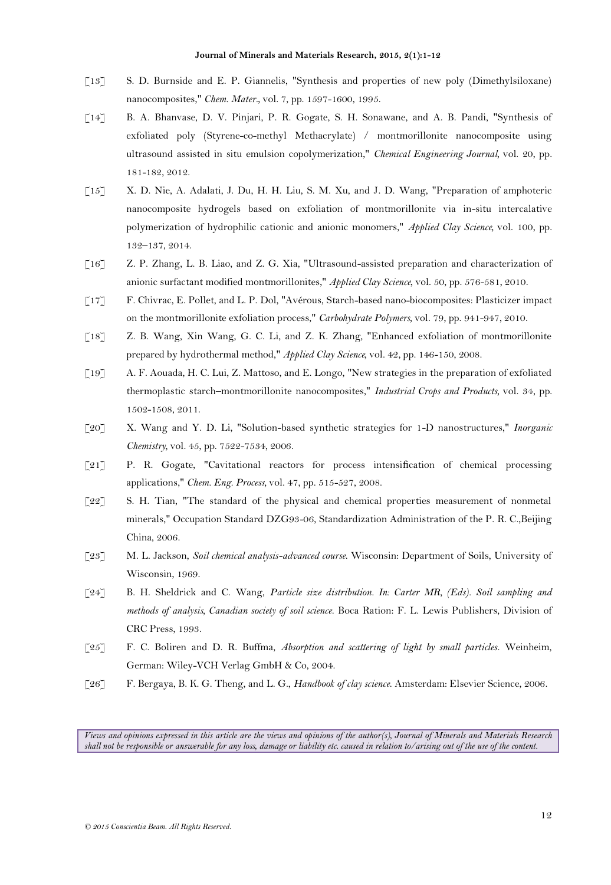[13] S. D. Burnside and E. P. Giannelis, "Synthesis and properties of new poly (Dimethylsiloxane) nanocomposites," *Chem. Mater.*, vol. 7, pp. 1597-1600, 1995.

[14] B. A. Bhanvase, D. V. Pinjari, P. R. Gogate, S. H. Sonawane, and A. B. Pandi, "Synthesis of exfoliated poly (Styrene-co-methyl Methacrylate) / montmorillonite nanocomposite using ultrasound assisted in situ emulsion copolymerization," *Chemical Engineering Journal*, vol. 20, pp. 181-182, 2012.

[15] X. D. Nie, A. Adalati, J. Du, H. H. Liu, S. M. Xu, and J. D. Wang, "Preparation of amphoteric nanocomposite hydrogels based on exfoliation of montmorillonite via in-situ intercalative polymerization of hydrophilic cationic and anionic monomers," *Applied Clay Science*, vol. 100, pp. 132–137, 2014.

[16] Z. P. Zhang, L. B. Liao, and Z. G. Xia, "Ultrasound-assisted preparation and characterization of anionic surfactant modified montmorillonites," *Applied Clay Science*, vol. 50, pp. 576-581, 2010.

[17] F. Chivrac, E. Pollet, and L. P. Dol, "Avérous, Starch-based nano-biocomposites: Plasticizer impact on the montmorillonite exfoliation process," *Carbohydrate Polymers*, vol. 79, pp. 941-947, 2010.

[18] Z. B. Wang, Xin Wang, G. C. Li, and Z. K. Zhang, "Enhanced exfoliation of montmorillonite prepared by hydrothermal method," *Applied Clay Science*, vol. 42, pp. 146-150, 2008.

[19] A. F. Aouada, H. C. Lui, Z. Mattoso, and E. Longo, "New strategies in the preparation of exfoliated thermoplastic starch–montmorillonite nanocomposites," *Industrial Crops and Products*, vol. 34, pp. 1502-1508, 2011.

[20] X. Wang and Y. D. Li, "Solution-based synthetic strategies for 1-D nanostructures," *Inorganic Chemistry*, vol. 45, pp. 7522-7534, 2006.

[21] P. R. Gogate, "Cavitational reactors for process intensification of chemical processing applications," *Chem. Eng. Process*, vol. 47, pp. 515-527, 2008.

[22] S. H. Tian, "The standard of the physical and chemical properties measurement of nonmetal minerals," Occupation Standard DZG93-06, Standardization Administration of the P. R. C.,Beijing China, 2006.

[23] M. L. Jackson, *Soil chemical analysis-advanced course*. Wisconsin: Department of Soils, University of Wisconsin, 1969.

[24] B. H. Sheldrick and C. Wang, *Particle size distribution. In: Carter MR, (Eds). Soil sampling and methods of analysis, Canadian society of soil science*. Boca Ration: F. L. Lewis Publishers, Division of CRC Press, 1993.

[25] F. C. Boliren and D. R. Buffma, *Absorption and scattering of light by small particles*. Weinheim, German: Wiley-VCH Verlag GmbH & Co, 2004.

[26] F. Bergaya, B. K. G. Theng, and L. G., *Handbook of clay science*. Amsterdam: Elsevier Science, 2006.

*Views and opinions expressed in this article are the views and opinions of the author(s), Journal of Minerals and Materials Research shall not be responsible or answerable for any loss, damage or liability etc. caused in relation to/arising out of the use of the content.*